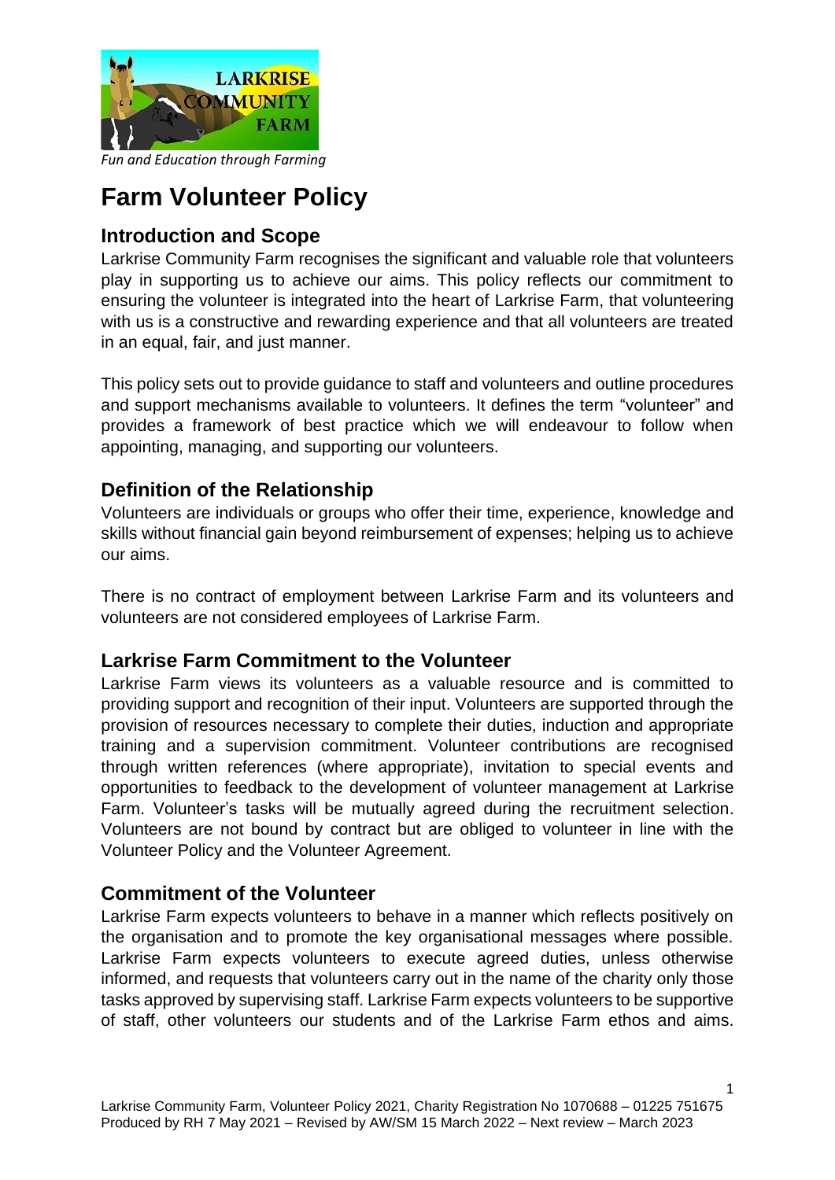*Fun and Education through Farming*

# Farm Volunteer Policy

## Introduction and Scope

Larkrise Community Farm recognises the significant and valuable role that volunteers play in supporting us to achieve our aims. This policy reflects our commitment to ensuring the volunteer is integrated into the heart of Larkrise Farm, that volunteering with us is a constructive and rewarding experience and that all volunteers are treated in an equal, fair, and just manner.

This policy sets out to provide guidance to staff and volunteers and outline procedures and support mechanisms available to volunteers. It defines the term "volunteer" and provides a framework of best practice which we will endeavour to follow when appointing, managing, and supporting our volunteers.

## Definition of the Relationship

Volunteers are individuals or groups who offer their time, experience, knowledge and skills without financial gain beyond reimbursement of expenses; helping us to achieve our aims.

There is no contract of employment between Larkrise Farm and its volunteers and volunteers are not considered employees of Larkrise Farm.

## Larkrise Farm Commitment to the Volunteer

Larkrise Farm views its volunteers as a valuable resource and is committed to providing support and recognition of their input. Volunteers are supported through the provision of resources necessary to complete their duties, induction and appropriate training and a supervision commitment. Volunteer contributions are recognised through written references (where appropriate), invitation to special events and opportunities to feedback to the development of volunteer management at Larkrise Farm. Volunteer's tasks will be mutually agreed during the recruitment selection. Volunteers are not bound by contract but are obliged to volunteer in line with the Volunteer Policy and the Volunteer Agreement.

## Commitment of the Volunteer

Larkrise Farm expects volunteers to behave in a manner which reflects positively on the organisation and to promote the key organisational messages where possible. Larkrise Farm expects volunteers to execute agreed duties, unless otherwise informed, and requests that volunteers carry out in the name of the charity only those tasks approved by supervising staff. Larkrise Farm expects volunteers to be supportive of staff, other volunteers our students and of the Larkrise Farm ethos and aims.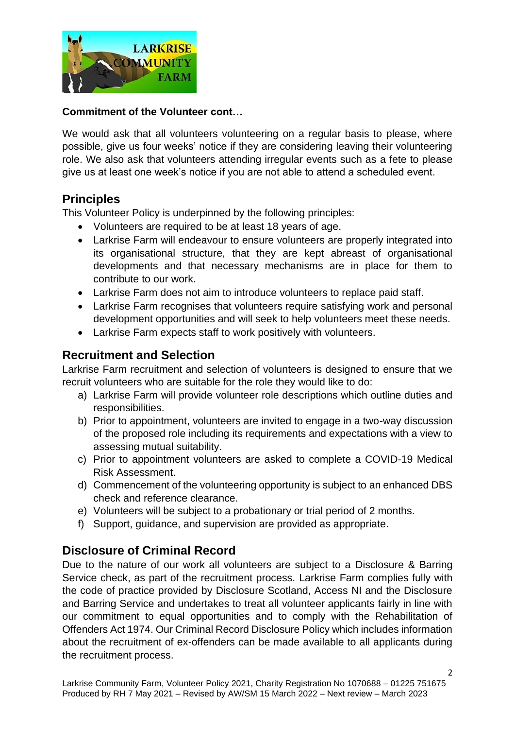**Commitment of the Volunteer cont…**

We would ask that all volunteers volunteering on a regular basis to please, where possible, give us four weeks' notice if they are considering leaving their volunteering role. We also ask that volunteers attending irregular events such as a fete to please give us at least one week's notice if you are not able to attend a scheduled event.

## Principles

This Volunteer Policy is underpinned by the following principles:

- Volunteers are required to be at least 18 years of age.
- Larkrise Farm will endeavour to ensure volunteers are properly integrated into its organisational structure, that they are kept abreast of organisational developments and that necessary mechanisms are in place for them to contribute to our work.
- Larkrise Farm does not aim to introduce volunteers to replace paid staff.
- Larkrise Farm recognises that volunteers require satisfying work and personal development opportunities and will seek to help volunteers meet these needs.
- Larkrise Farm expects staff to work positively with volunteers.

## Recruitment and Selection

Larkrise Farm recruitment and selection of volunteers is designed to ensure that we recruit volunteers who are suitable for the role they would like to do:

a) Larkrise Farm will provide volunteer role descriptions which outline duties and responsibilities.
b) Prior to appointment, volunteers are invited to engage in a two-way discussion of the proposed role including its requirements and expectations with a view to assessing mutual suitability.
c) Prior to appointment volunteers are asked to complete a COVID-19 Medical Risk Assessment.
d) Commencement of the volunteering opportunity is subject to an enhanced DBS check and reference clearance.
e) Volunteers will be subject to a probationary or trial period of 2 months.
f) Support, guidance, and supervision are provided as appropriate.

## Disclosure of Criminal Record

Due to the nature of our work all volunteers are subject to a Disclosure & Barring Service check, as part of the recruitment process. Larkrise Farm complies fully with the code of practice provided by Disclosure Scotland, Access NI and the Disclosure and Barring Service and undertakes to treat all volunteer applicants fairly in line with our commitment to equal opportunities and to comply with the Rehabilitation of Offenders Act 1974. Our Criminal Record Disclosure Policy which includes information about the recruitment of ex-offenders can be made available to all applicants during the recruitment process.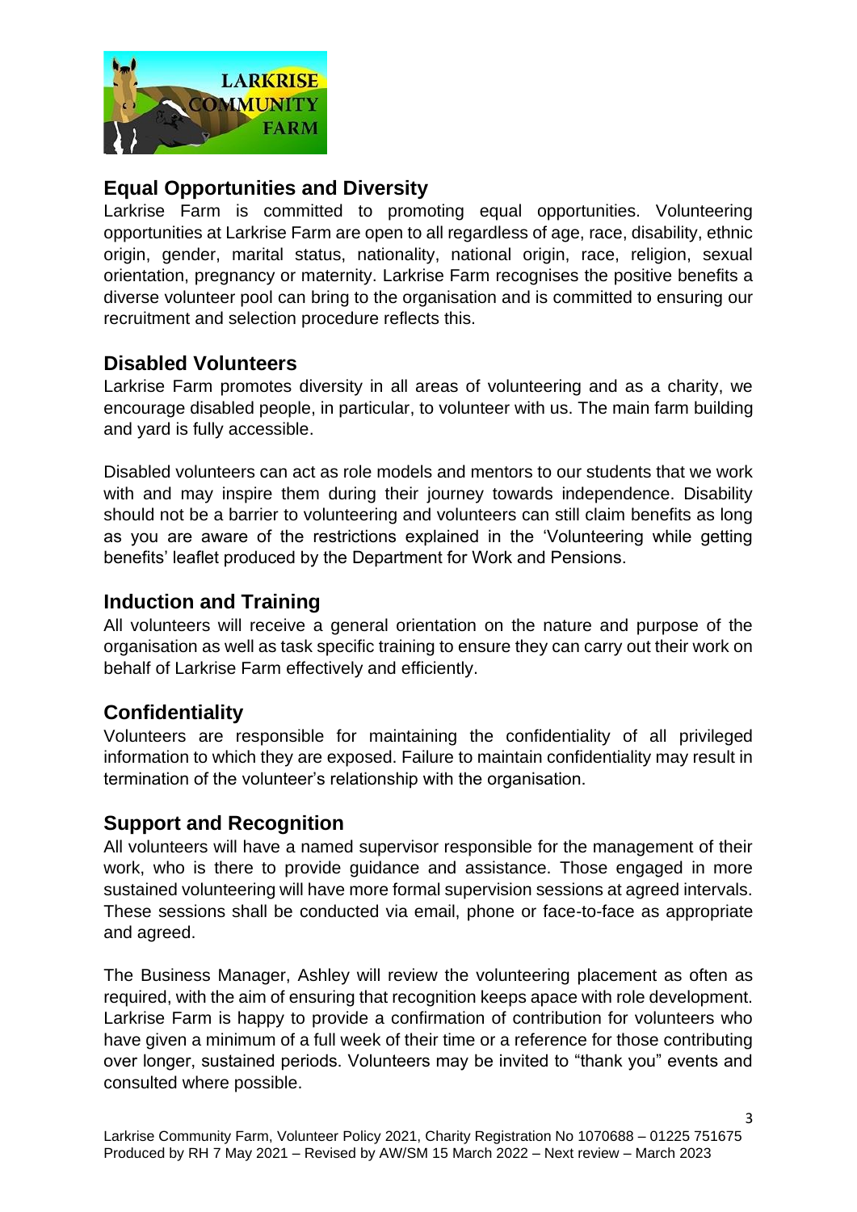## Equal Opportunities and Diversity

Larkrise Farm is committed to promoting equal opportunities. Volunteering opportunities at Larkrise Farm are open to all regardless of age, race, disability, ethnic origin, gender, marital status, nationality, national origin, race, religion, sexual orientation, pregnancy or maternity. Larkrise Farm recognises the positive benefits a diverse volunteer pool can bring to the organisation and is committed to ensuring our recruitment and selection procedure reflects this.

## Disabled Volunteers

Larkrise Farm promotes diversity in all areas of volunteering and as a charity, we encourage disabled people, in particular, to volunteer with us. The main farm building and yard is fully accessible.

Disabled volunteers can act as role models and mentors to our students that we work with and may inspire them during their journey towards independence. Disability should not be a barrier to volunteering and volunteers can still claim benefits as long as you are aware of the restrictions explained in the 'Volunteering while getting benefits' leaflet produced by the Department for Work and Pensions.

## Induction and Training

All volunteers will receive a general orientation on the nature and purpose of the organisation as well as task specific training to ensure they can carry out their work on behalf of Larkrise Farm effectively and efficiently.

## Confidentiality

Volunteers are responsible for maintaining the confidentiality of all privileged information to which they are exposed. Failure to maintain confidentiality may result in termination of the volunteer's relationship with the organisation.

## Support and Recognition

All volunteers will have a named supervisor responsible for the management of their work, who is there to provide guidance and assistance. Those engaged in more sustained volunteering will have more formal supervision sessions at agreed intervals. These sessions shall be conducted via email, phone or face-to-face as appropriate and agreed.

The Business Manager, Ashley will review the volunteering placement as often as required, with the aim of ensuring that recognition keeps apace with role development. Larkrise Farm is happy to provide a confirmation of contribution for volunteers who have given a minimum of a full week of their time or a reference for those contributing over longer, sustained periods. Volunteers may be invited to "thank you" events and consulted where possible.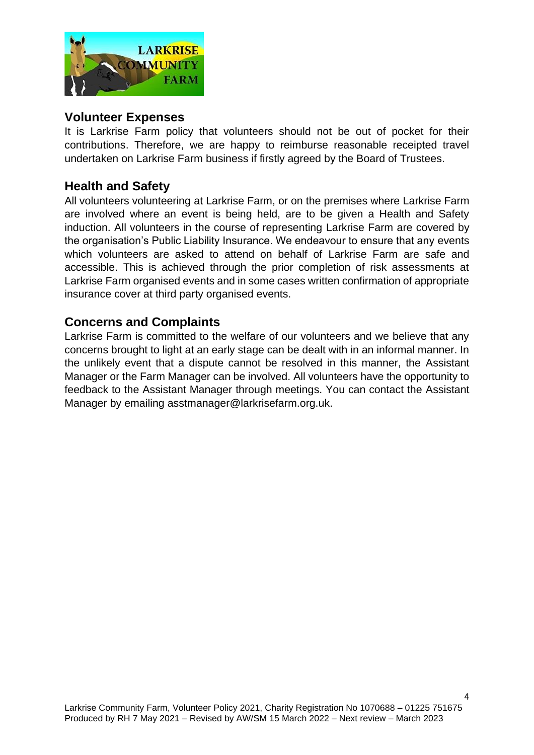## Volunteer Expenses

It is Larkrise Farm policy that volunteers should not be out of pocket for their contributions. Therefore, we are happy to reimburse reasonable receipted travel undertaken on Larkrise Farm business if firstly agreed by the Board of Trustees.

## Health and Safety

All volunteers volunteering at Larkrise Farm, or on the premises where Larkrise Farm are involved where an event is being held, are to be given a Health and Safety induction. All volunteers in the course of representing Larkrise Farm are covered by the organisation's Public Liability Insurance. We endeavour to ensure that any events which volunteers are asked to attend on behalf of Larkrise Farm are safe and accessible. This is achieved through the prior completion of risk assessments at Larkrise Farm organised events and in some cases written confirmation of appropriate insurance cover at third party organised events.

## Concerns and Complaints

Larkrise Farm is committed to the welfare of our volunteers and we believe that any concerns brought to light at an early stage can be dealt with in an informal manner. In the unlikely event that a dispute cannot be resolved in this manner, the Assistant Manager or the Farm Manager can be involved. All volunteers have the opportunity to feedback to the Assistant Manager through meetings. You can contact the Assistant Manager by emailing asstmanager@larkrisefarm.org.uk.